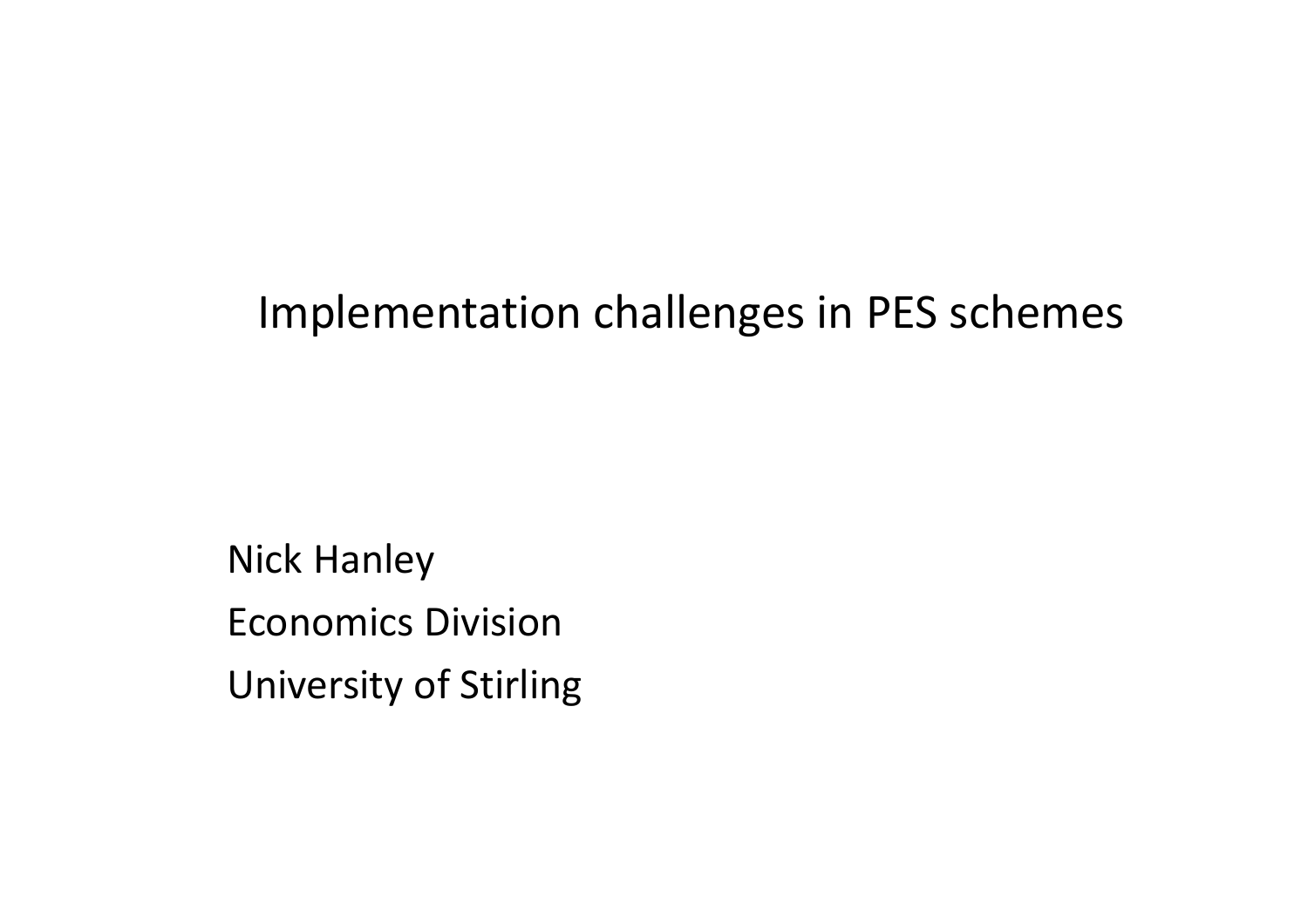# Implementation challenges in PES schemes

Nick Hanley

Economics Division

University of Stirling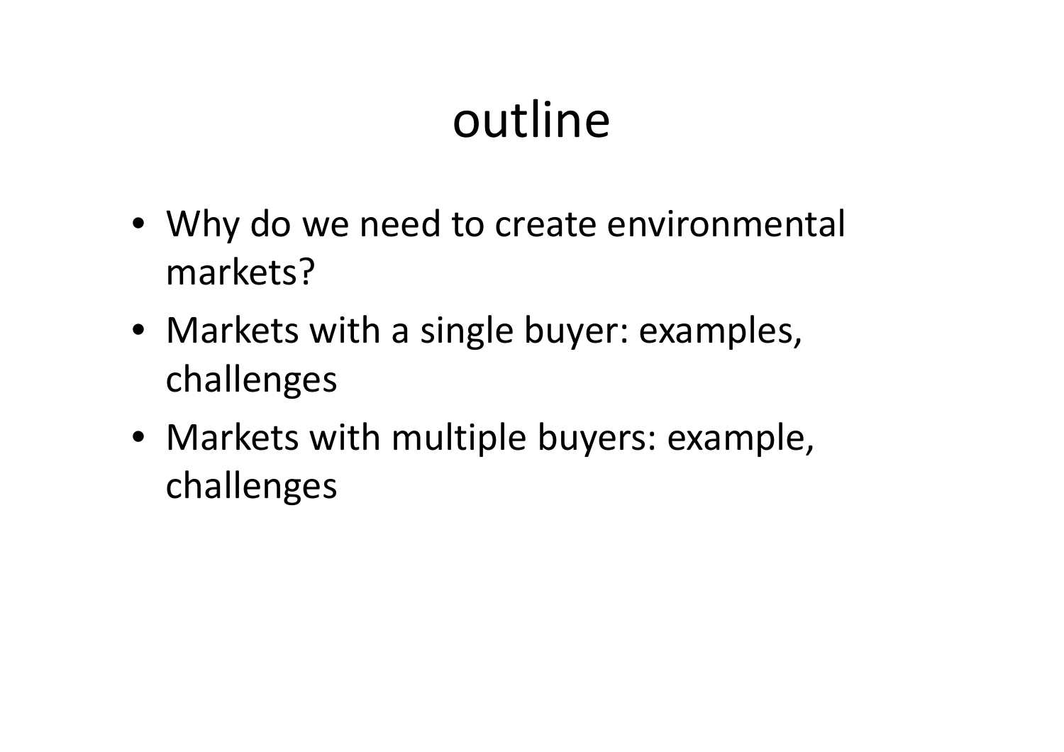# outline

- Why do we need to create environmental markets?
- Markets with a single buyer: examples, challenges
- Markets with multiple buyers: example, challenges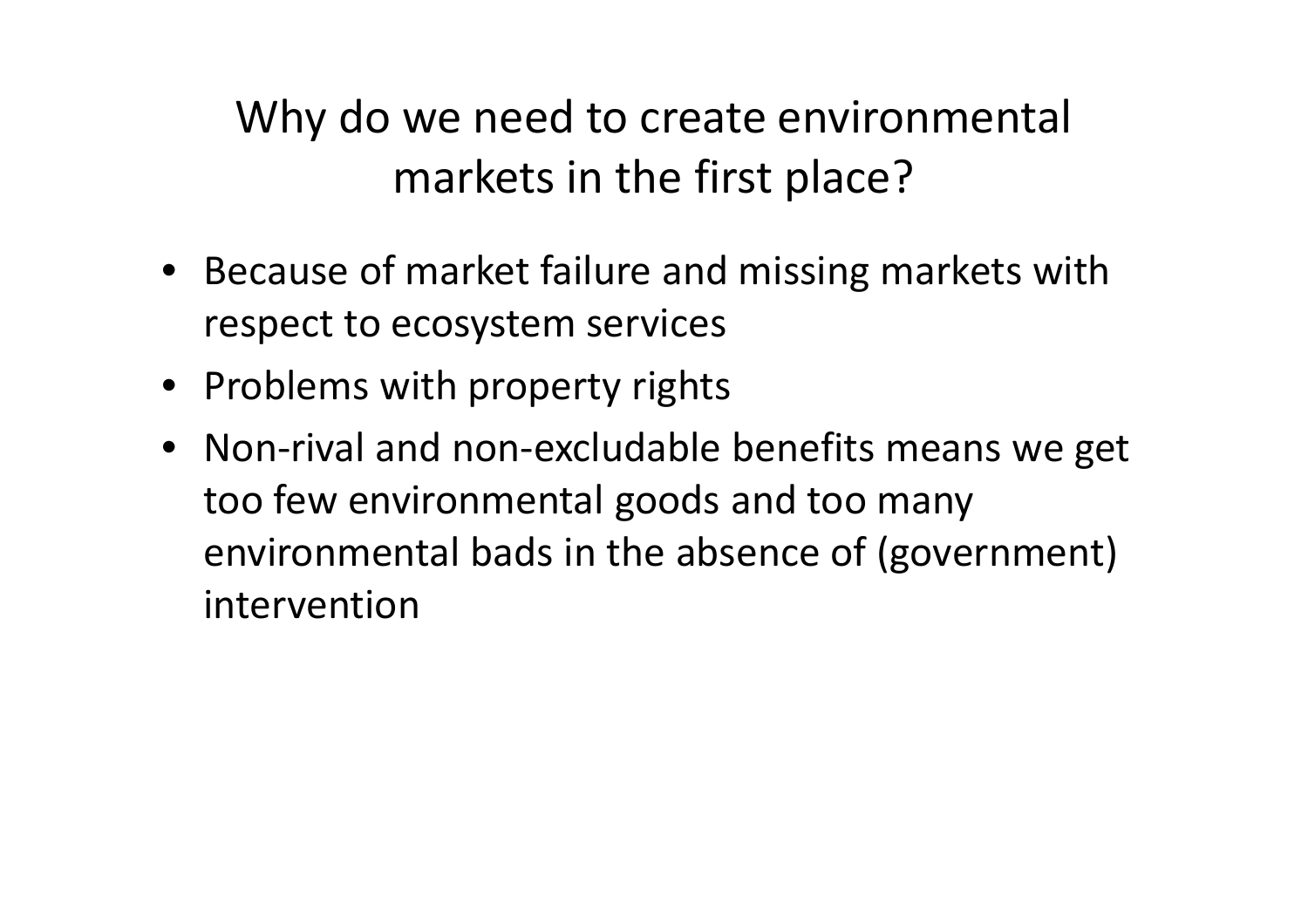# Why do we need to create environmental markets in the first place?

- Because of market failure and missing markets with respect to ecosystem services
- Problems with property rights
- Non-rival and non-excludable benefits means we get too few environmental goods and too many environmental bads in the absence of (government) intervention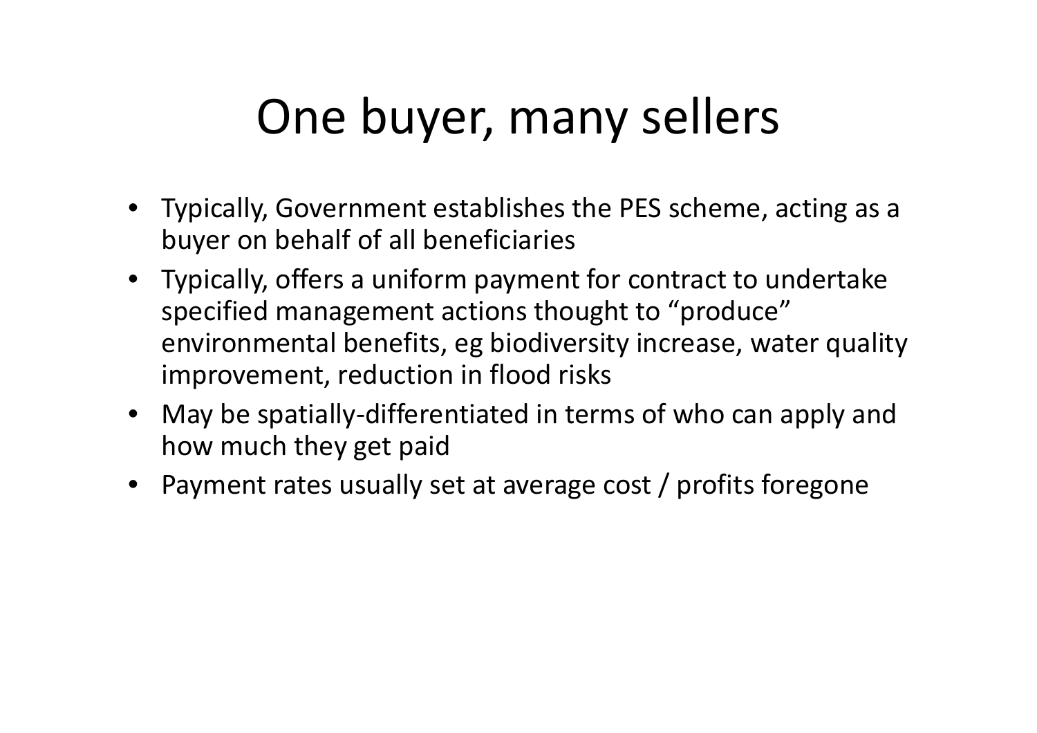# One buyer, many sellers

- Typically, Government establishes the PES scheme, acting as a buyer on behalf of all beneficiaries
- Typically, offers a uniform payment for contract to undertake specified management actions thought to "produce" environmental benefits, eg biodiversity increase, water quality improvement, reduction in flood risks
- May be spatially-differentiated in terms of who can apply and how much they get paid
- Payment rates usually set at average cost / profits foregone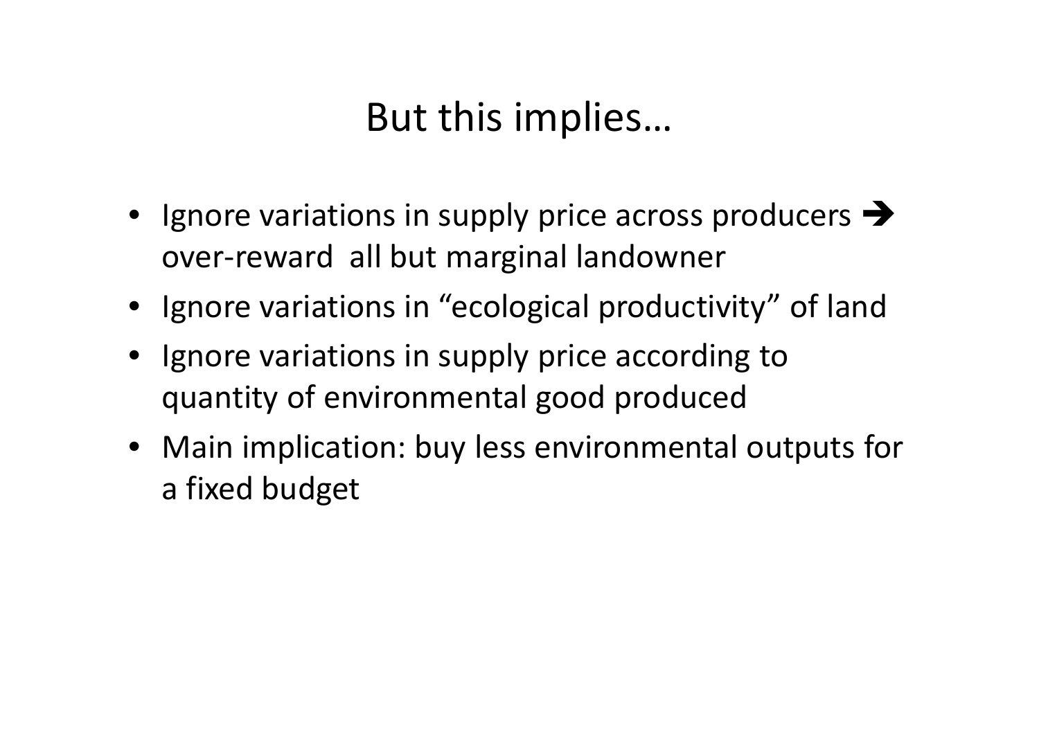# But this implies…

- Ignore variations in supply price across producers ➔ over-reward  all but marginal landowner
- Ignore variations in "ecological productivity" of land
- Ignore variations in supply price according to quantity of environmental good produced
- Main implication: buy less environmental outputs for a fixed budget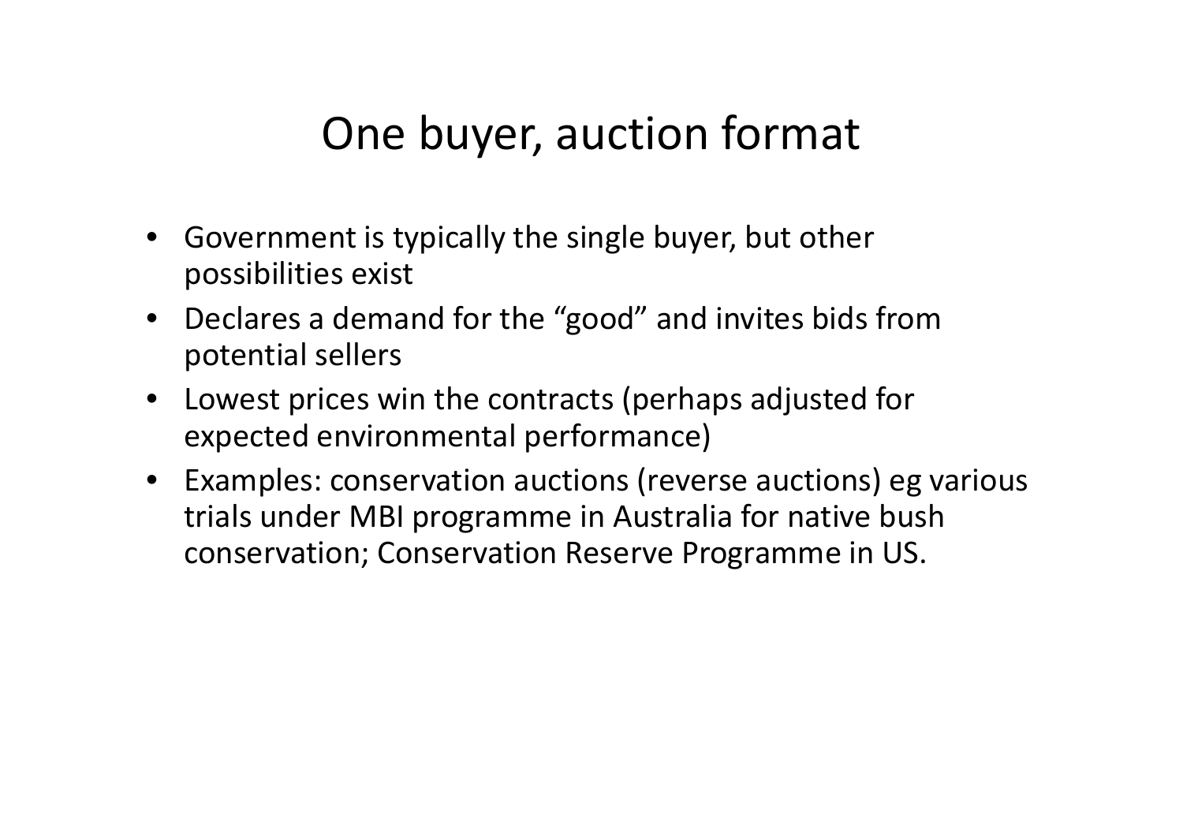# One buyer, auction format

- Government is typically the single buyer, but other possibilities exist
- Declares a demand for the "good" and invites bids from potential sellers
- Lowest prices win the contracts (perhaps adjusted for expected environmental performance)
- Examples: conservation auctions (reverse auctions) eg various trials under MBI programme in Australia for native bush conservation; Conservation Reserve Programme in US.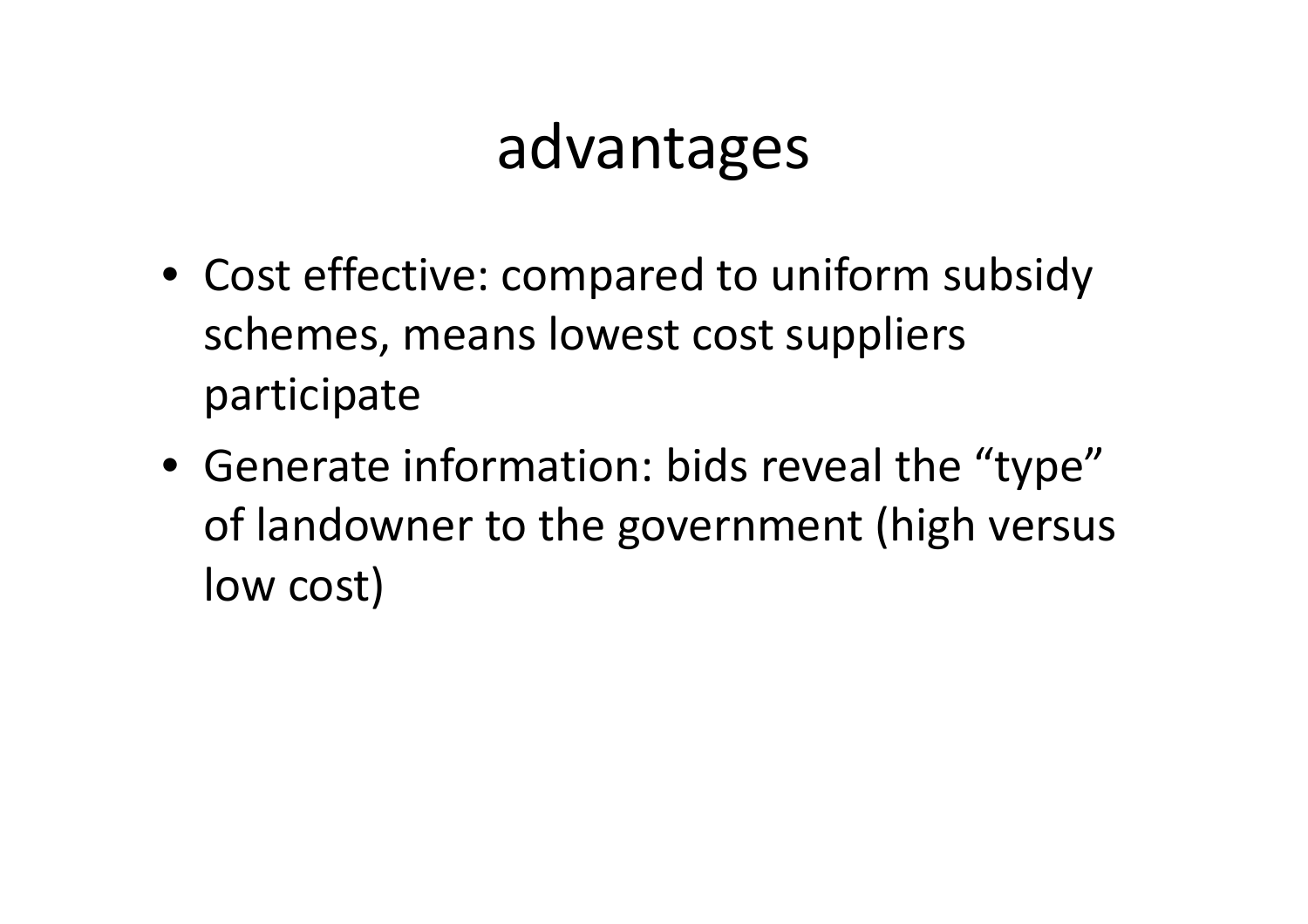# advantages

- Cost effective: compared to uniform subsidy schemes, means lowest cost suppliers participate
- Generate information: bids reveal the “type” of landowner to the government (high versus low cost)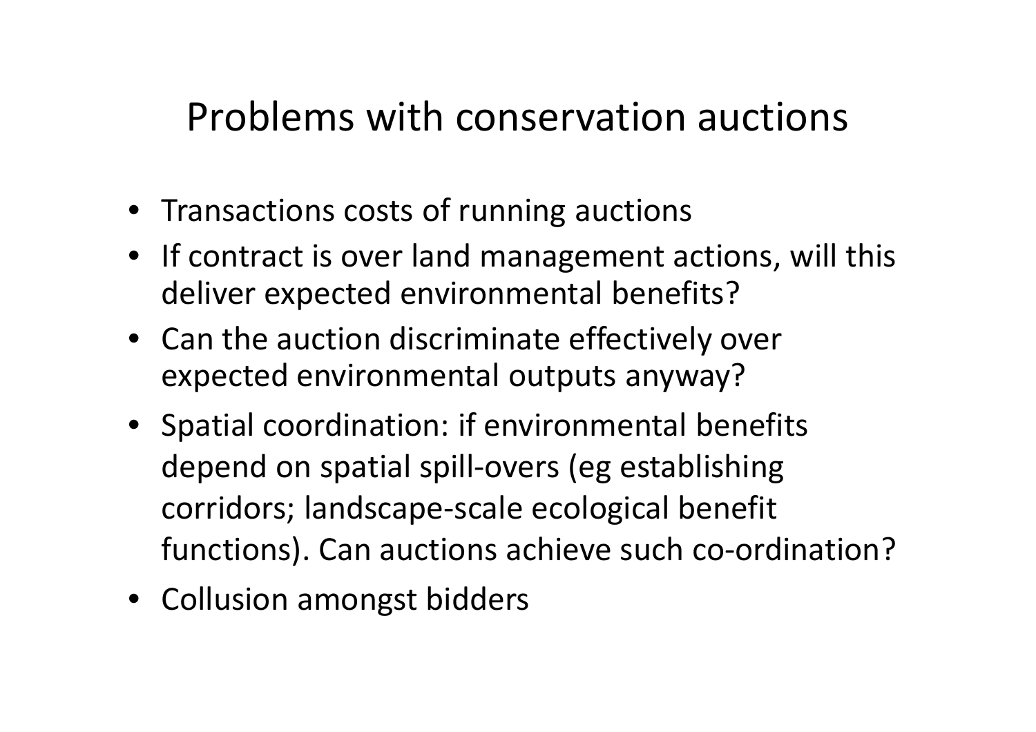# Problems with conservation auctions

- Transactions costs of running auctions
- If contract is over land management actions, will this deliver expected environmental benefits?
- Can the auction discriminate effectively over expected environmental outputs anyway?
- Spatial coordination: if environmental benefits depend on spatial spill-overs (eg establishing corridors; landscape-scale ecological benefit functions). Can auctions achieve such co-ordination?
- Collusion amongst bidders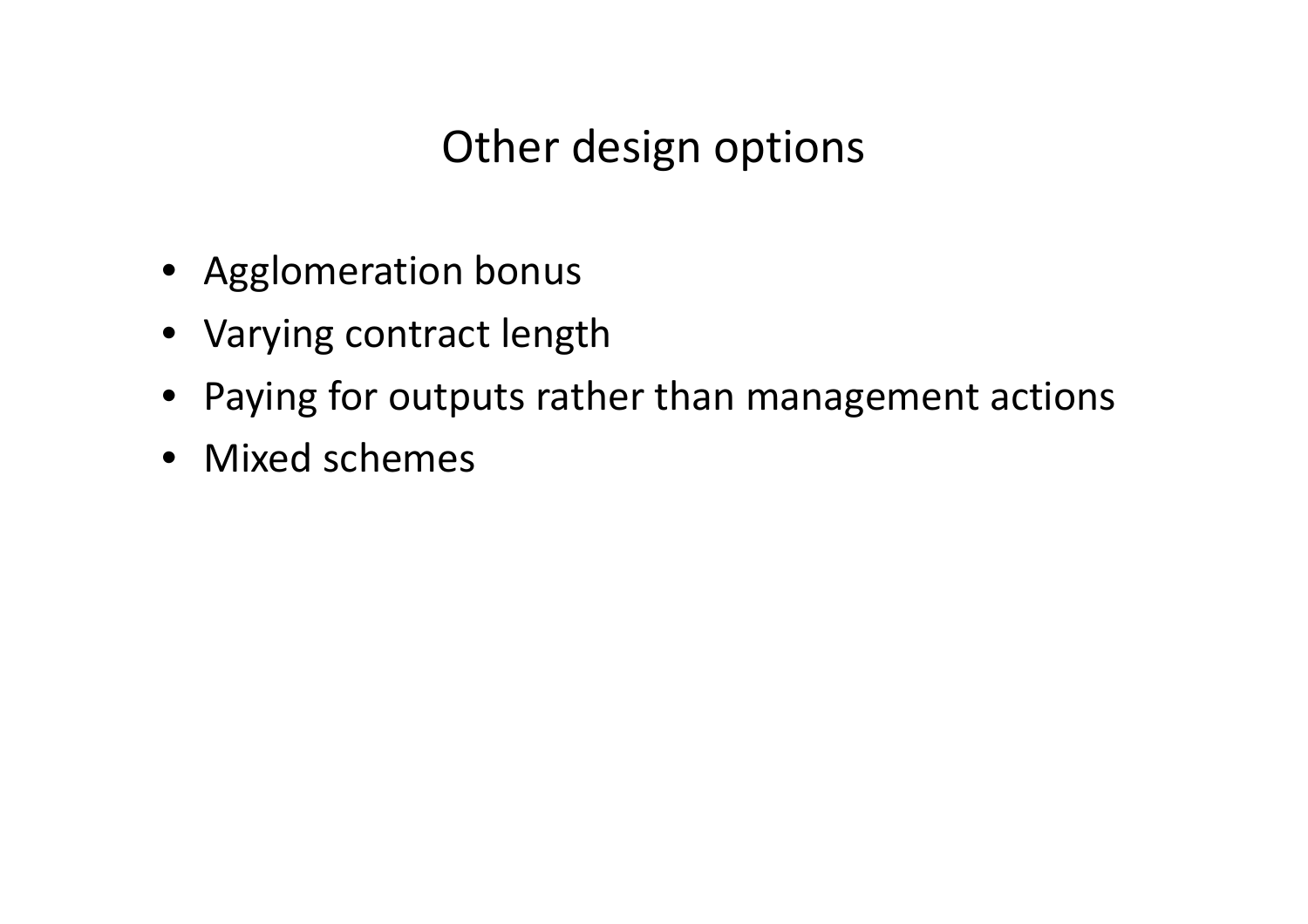# Other design options

- Agglomeration bonus
- Varying contract length
- Paying for outputs rather than management actions
- Mixed schemes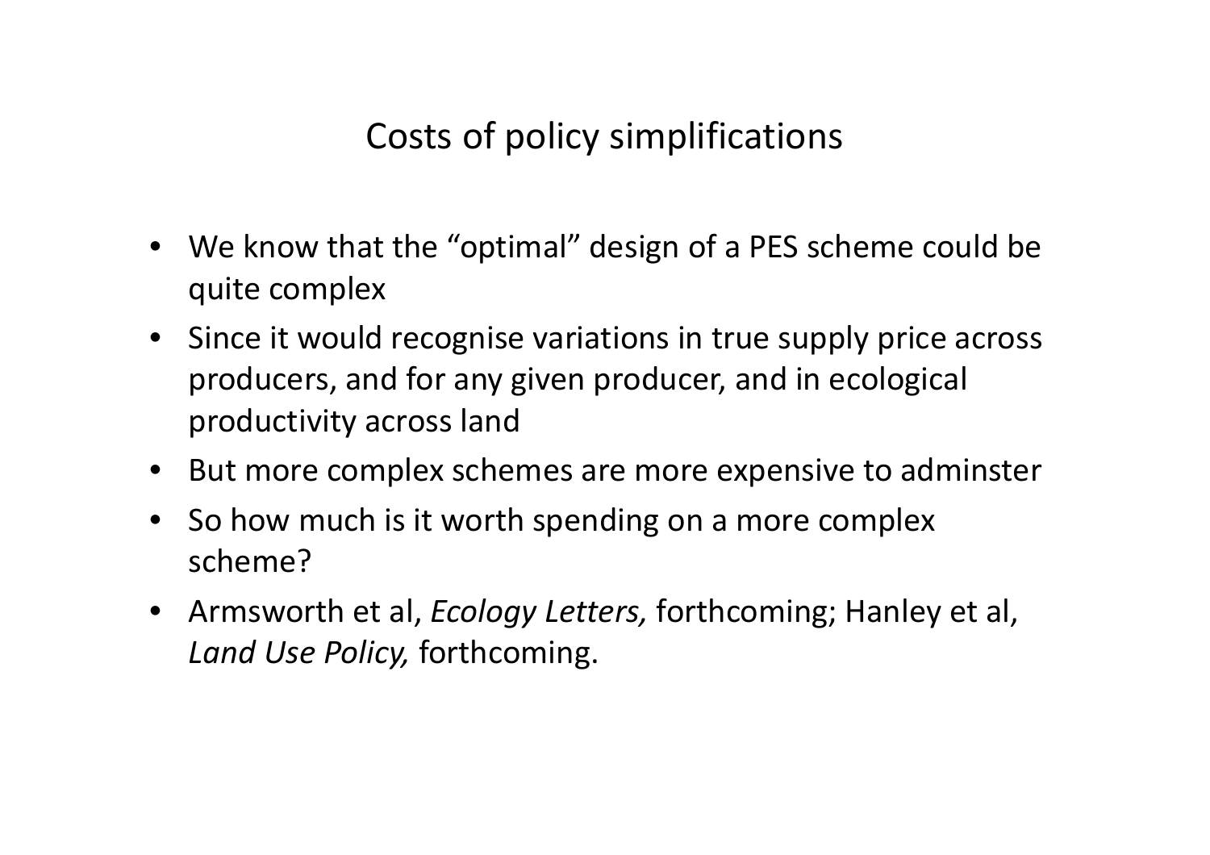# Costs of policy simplifications

- We know that the "optimal" design of a PES scheme could be quite complex
- Since it would recognise variations in true supply price across producers, and for any given producer, and in ecological productivity across land
- But more complex schemes are more expensive to adminster
- So how much is it worth spending on a more complex scheme?
- Armsworth et al, *Ecology Letters,* forthcoming; Hanley et al, *Land Use Policy,* forthcoming.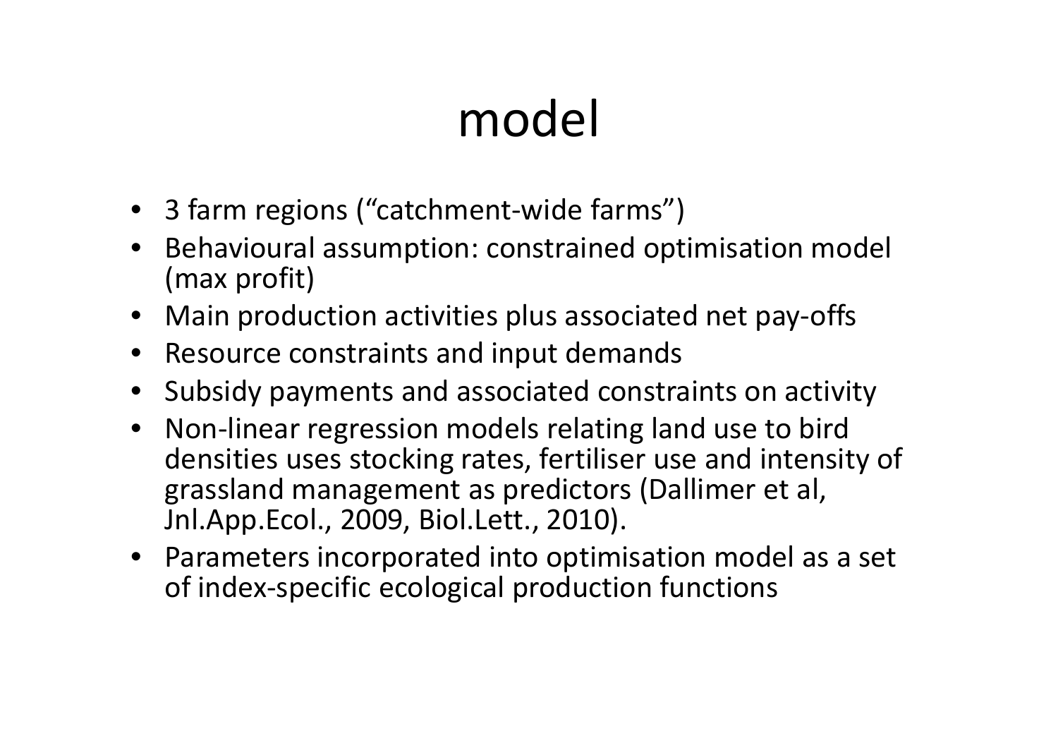# model

- 3 farm regions (“catchment-wide farms”)
- Behavioural assumption: constrained optimisation model (max profit)
- Main production activities plus associated net pay-offs
- Resource constraints and input demands
- Subsidy payments and associated constraints on activity
- Non-linear regression models relating land use to bird densities uses stocking rates, fertiliser use and intensity of grassland management as predictors (Dallimer et al, Jnl.App.Ecol., 2009, Biol.Lett., 2010).
- Parameters incorporated into optimisation model as a set of index-specific ecological production functions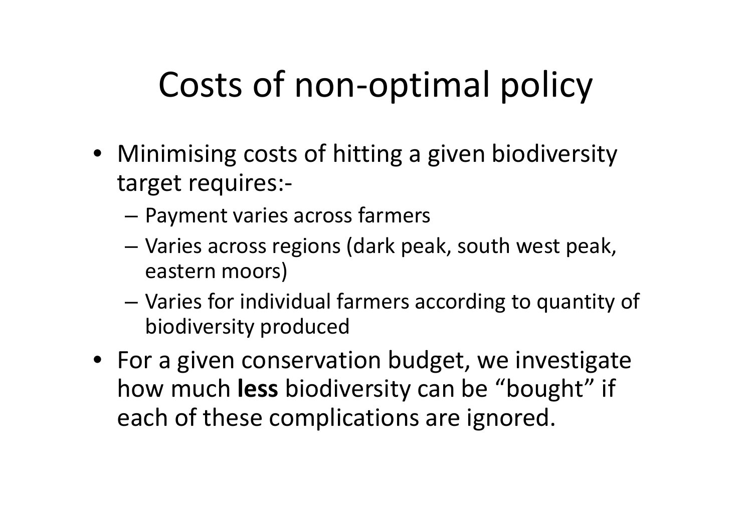# Costs of non-optimal policy

- Minimising costs of hitting a given biodiversity target requires:-
  - Payment varies across farmers
  - Varies across regions (dark peak, south west peak, eastern moors)
  - Varies for individual farmers according to quantity of biodiversity produced
- For a given conservation budget, we investigate how much **less** biodiversity can be "bought" if each of these complications are ignored.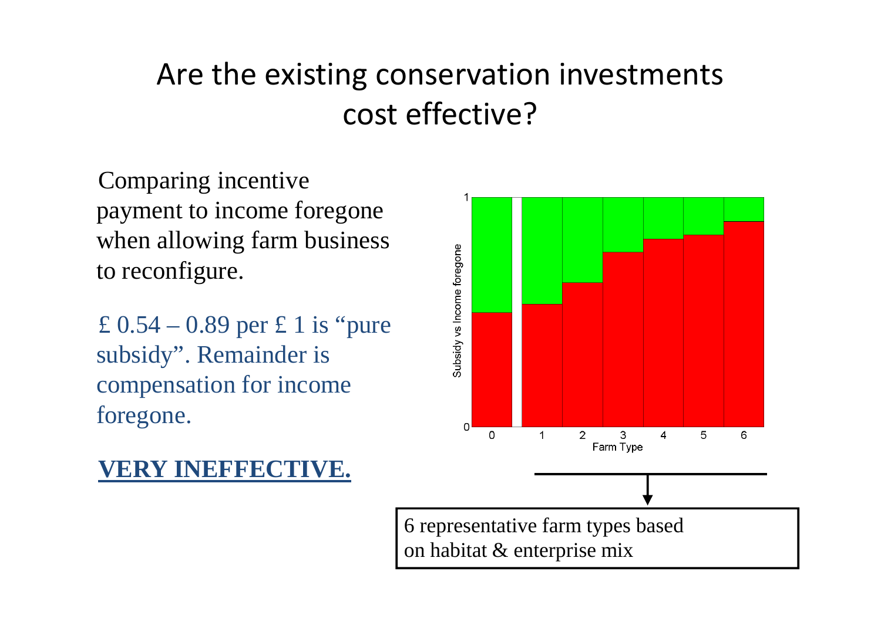# Are the existing conservation investments cost effective?

Comparing incentive payment to income foregone when allowing farm business to reconfigure.

£ 0.54 – 0.89 per £ 1 is "pure subsidy". Remainder is compensation for income foregone.

**VERY INEFFECTIVE.**

6 representative farm types based on habitat & enterprise mix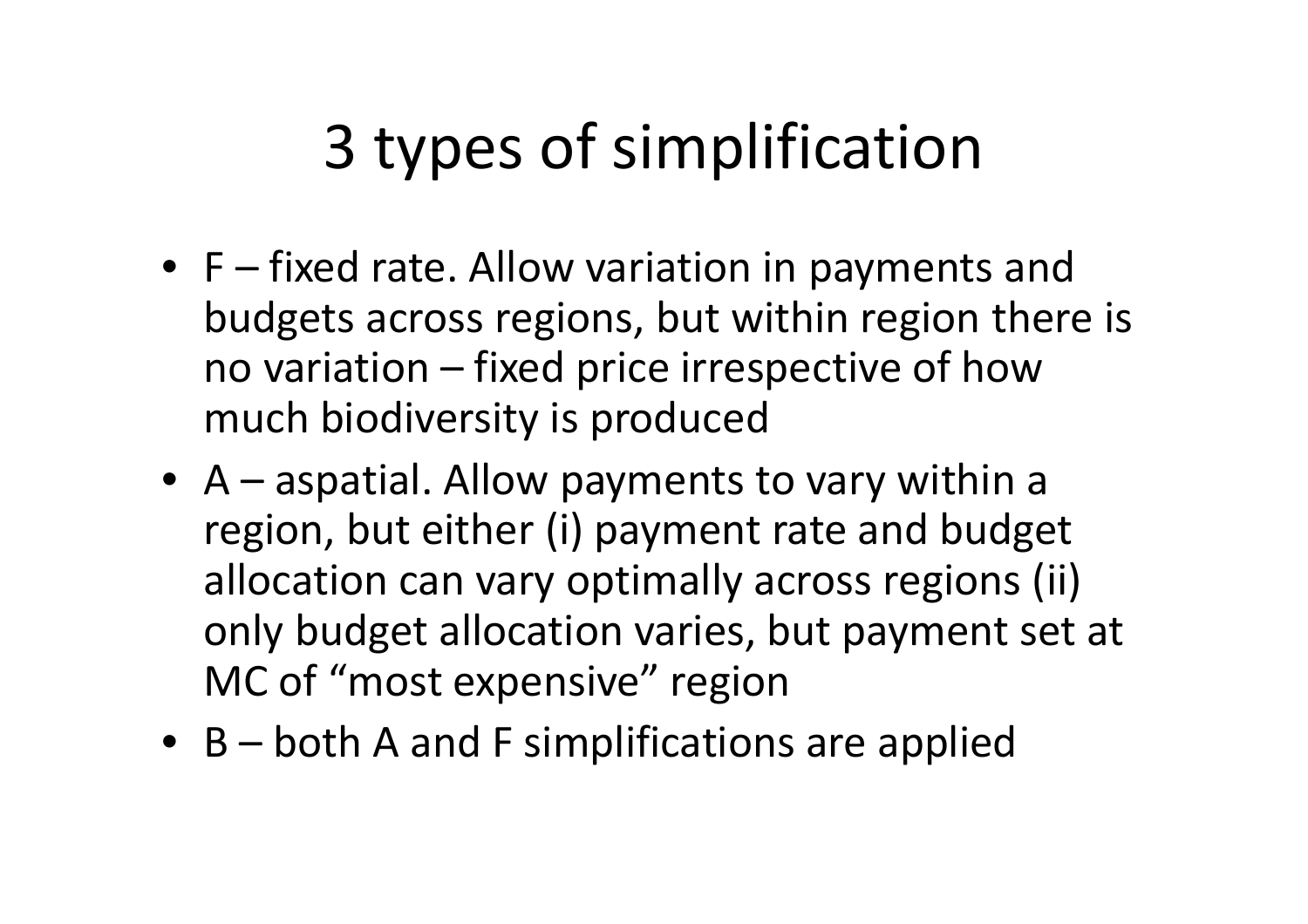# 3 types of simplification

- F – fixed rate. Allow variation in payments and budgets across regions, but within region there is no variation – fixed price irrespective of how much biodiversity is produced
- A – aspatial. Allow payments to vary within a region, but either (i) payment rate and budget allocation can vary optimally across regions (ii) only budget allocation varies, but payment set at MC of "most expensive" region
- B – both A and F simplifications are applied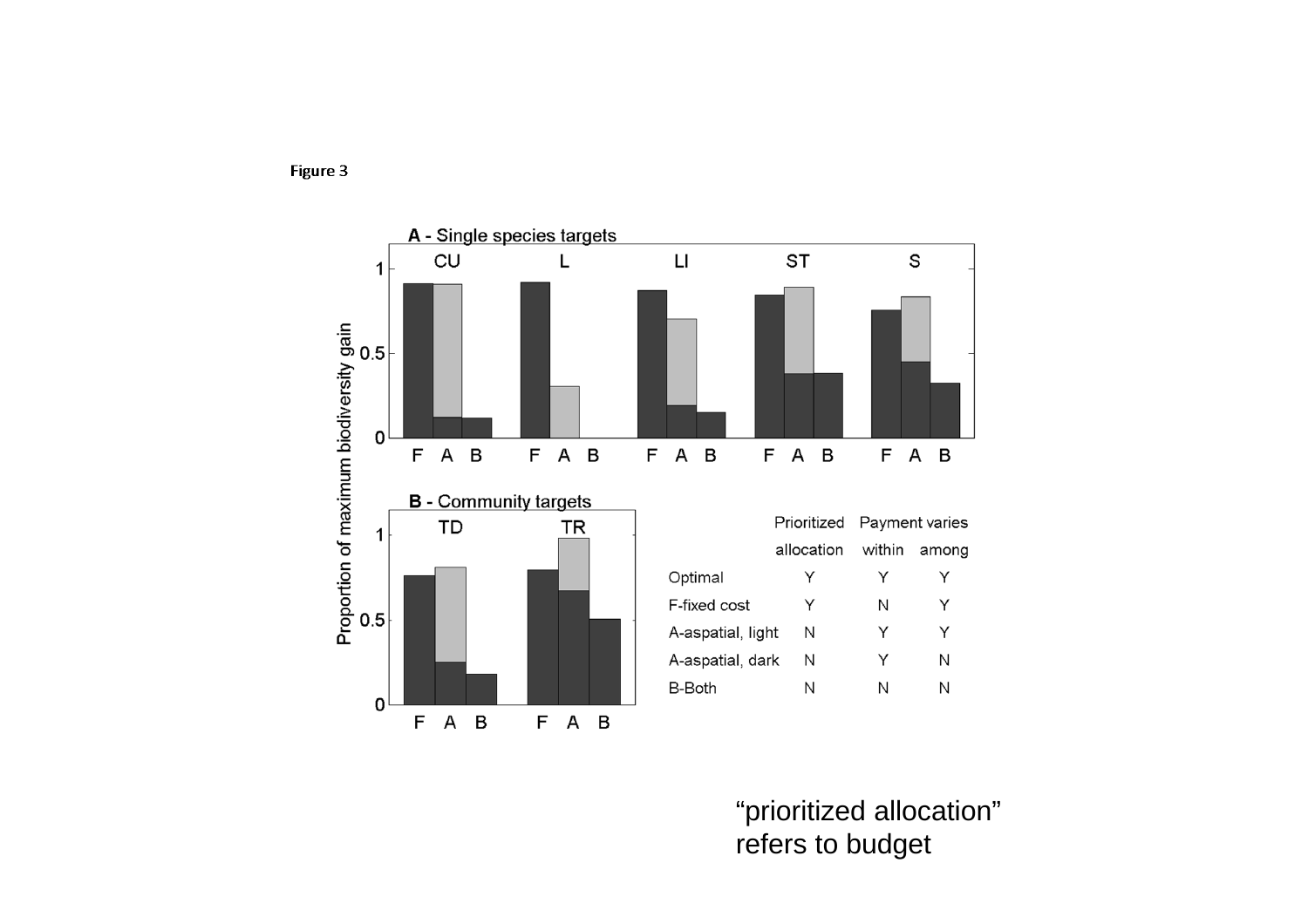Figure 3

**A** - Single species targets

**B** - Community targets

|  | Prioritized allocation | Payment varies within | Payment varies among |
| --- | --- | --- | --- |
| Optimal | Y | Y | Y |
| F-fixed cost | Y | N | Y |
| A-aspatial, light | N | Y | Y |
| A-aspatial, dark | N | Y | N |
| B-Both | N | N | N |

"prioritized allocation" refers to budget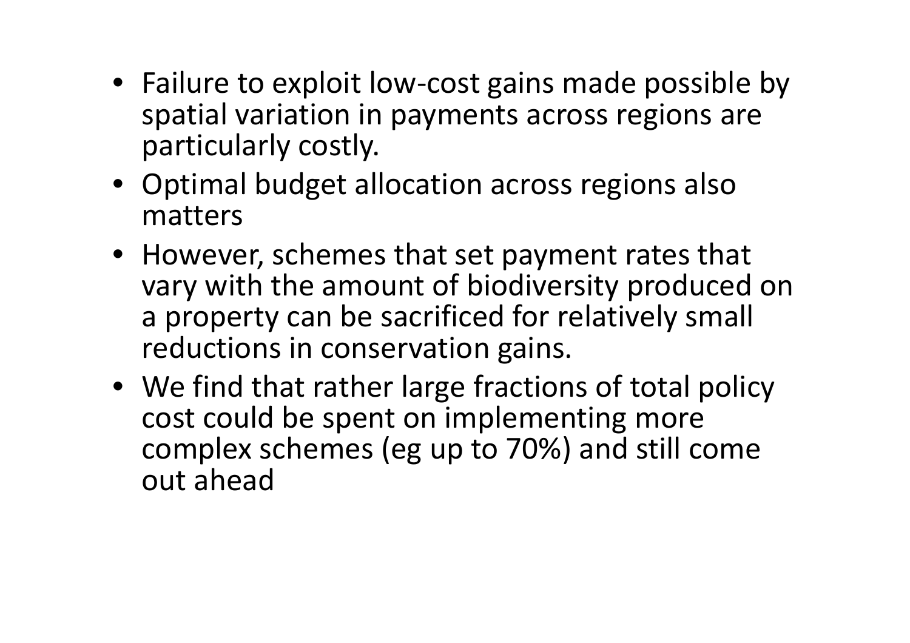- Failure to exploit low-cost gains made possible by spatial variation in payments across regions are particularly costly.
- Optimal budget allocation across regions also matters
- However, schemes that set payment rates that vary with the amount of biodiversity produced on a property can be sacrificed for relatively small reductions in conservation gains.
- We find that rather large fractions of total policy cost could be spent on implementing more complex schemes (eg up to 70%) and still come out ahead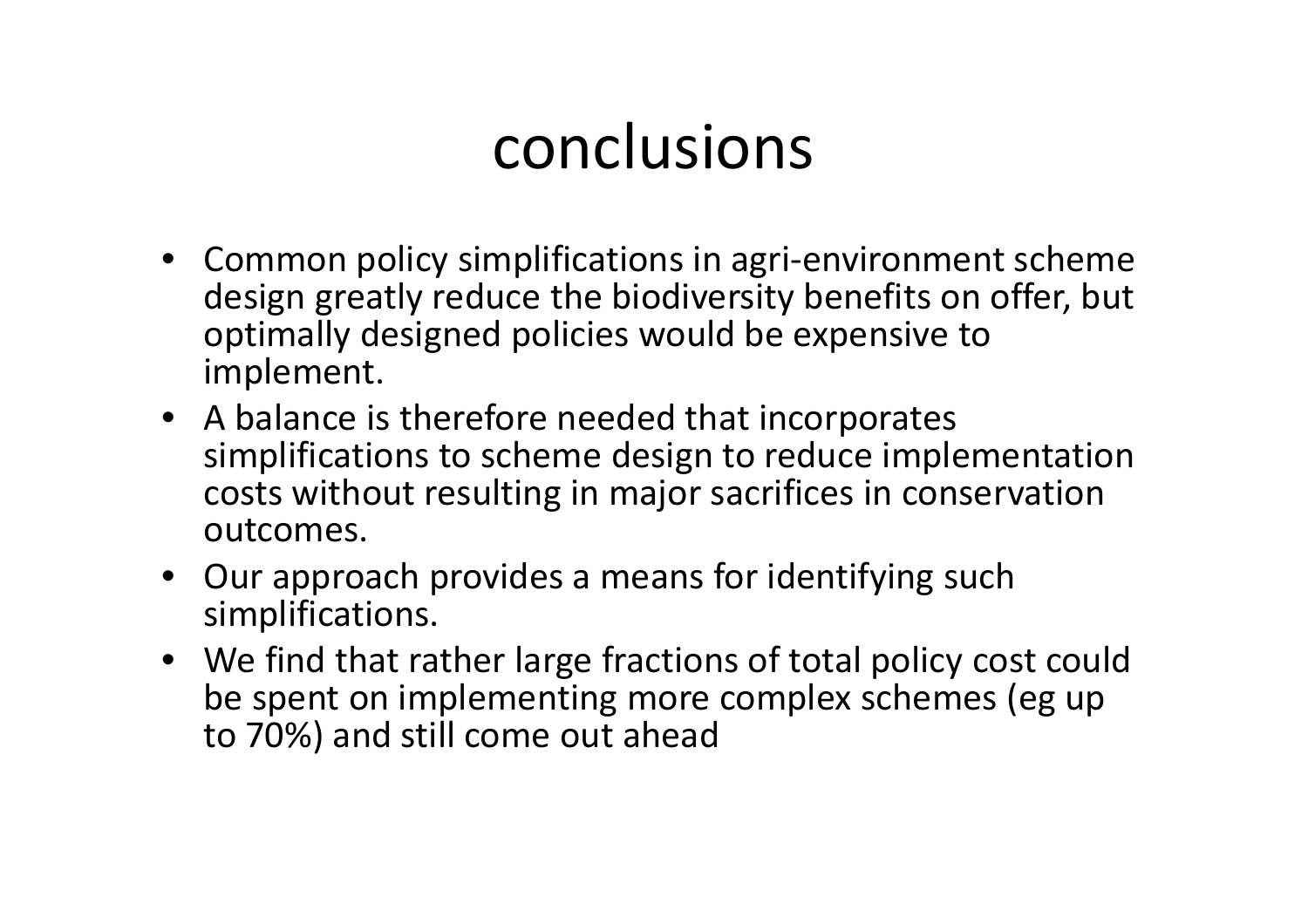# conclusions

- Common policy simplifications in agri-environment scheme design greatly reduce the biodiversity benefits on offer, but optimally designed policies would be expensive to implement.
- A balance is therefore needed that incorporates simplifications to scheme design to reduce implementation costs without resulting in major sacrifices in conservation outcomes.
- Our approach provides a means for identifying such simplifications.
- We find that rather large fractions of total policy cost could be spent on implementing more complex schemes (eg up to 70%) and still come out ahead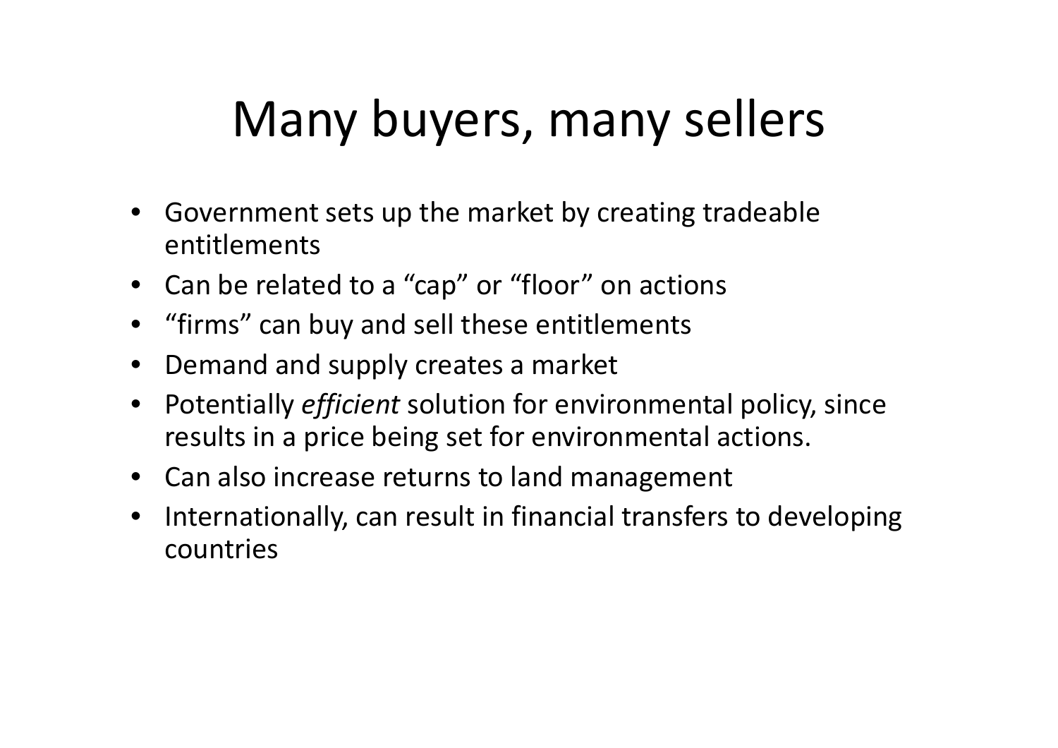# Many buyers, many sellers

- Government sets up the market by creating tradeable entitlements
- Can be related to a "cap" or "floor" on actions
- "firms" can buy and sell these entitlements
- Demand and supply creates a market
- Potentially *efficient* solution for environmental policy, since results in a price being set for environmental actions.
- Can also increase returns to land management
- Internationally, can result in financial transfers to developing countries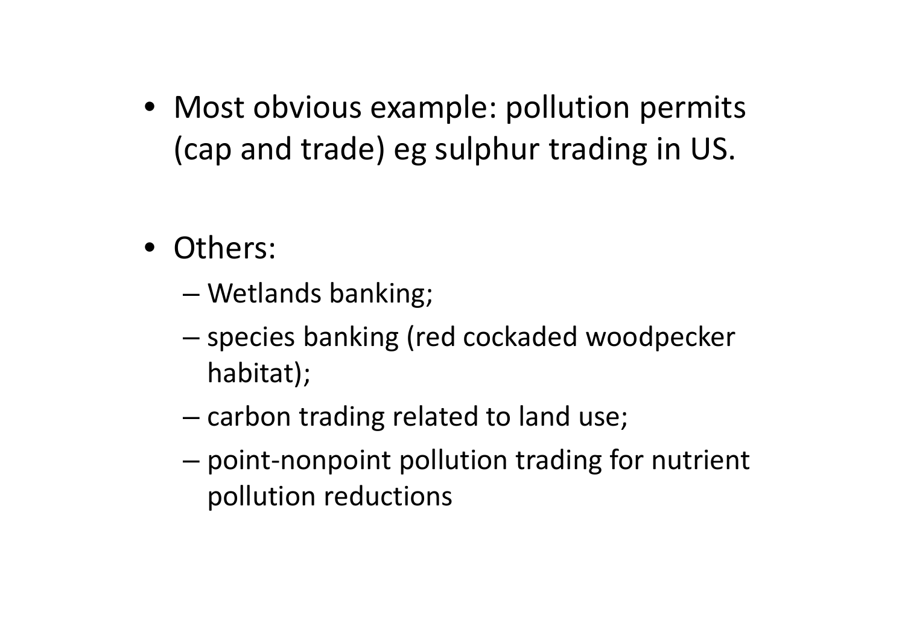- Most obvious example: pollution permits (cap and trade) eg sulphur trading in US.

- Others:
  - Wetlands banking;
  - species banking (red cockaded woodpecker habitat);
  - carbon trading related to land use;
  - point-nonpoint pollution trading for nutrient pollution reductions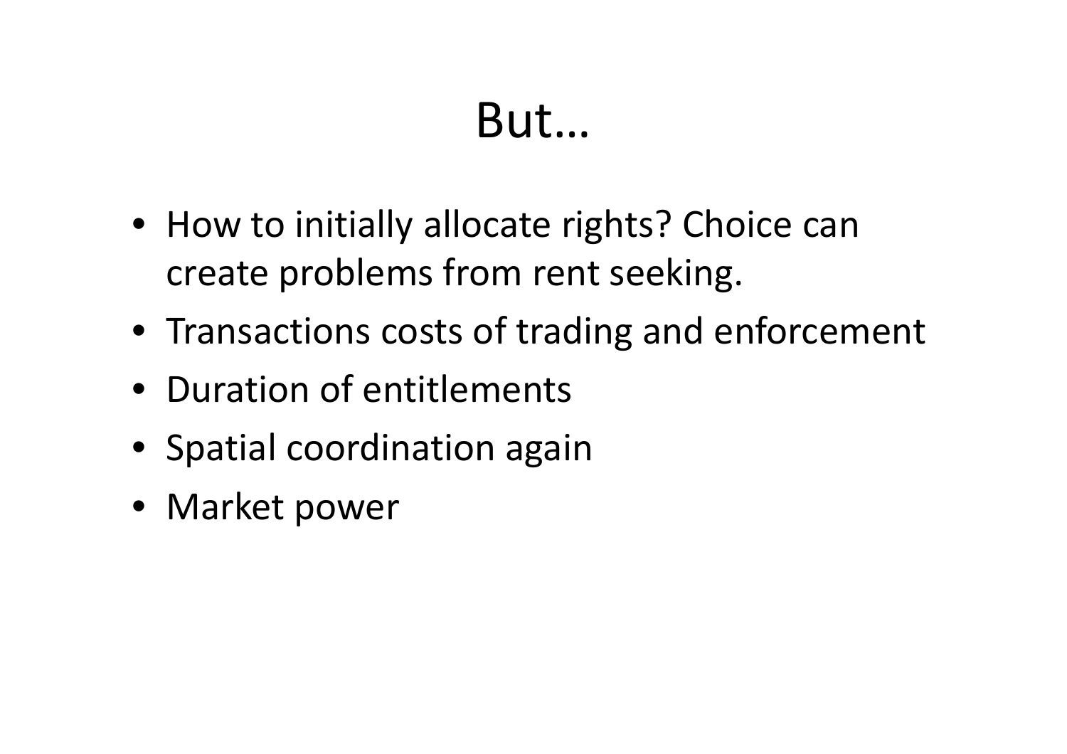# But…

- How to initially allocate rights? Choice can create problems from rent seeking.
- Transactions costs of trading and enforcement
- Duration of entitlements
- Spatial coordination again
- Market power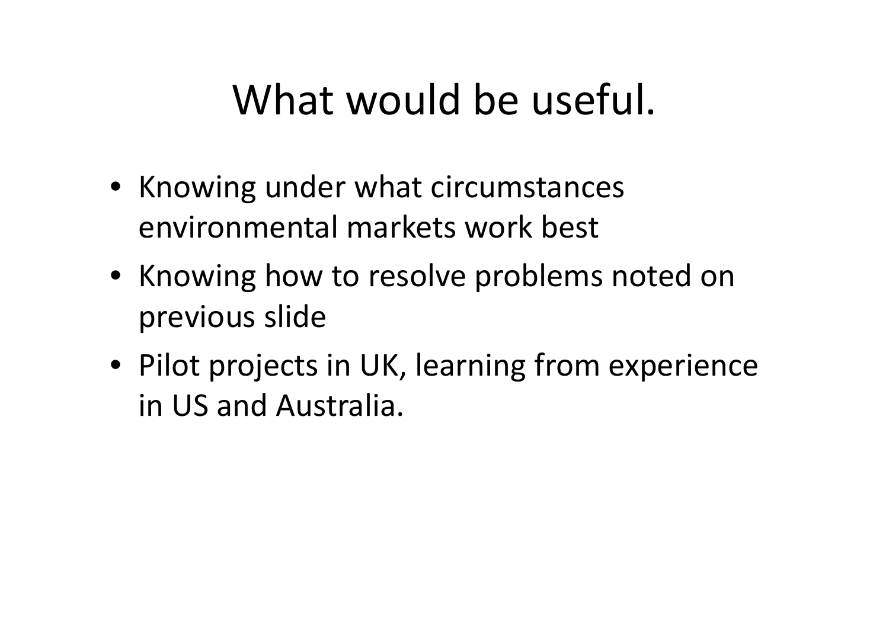# What would be useful.

- Knowing under what circumstances environmental markets work best
- Knowing how to resolve problems noted on previous slide
- Pilot projects in UK, learning from experience in US and Australia.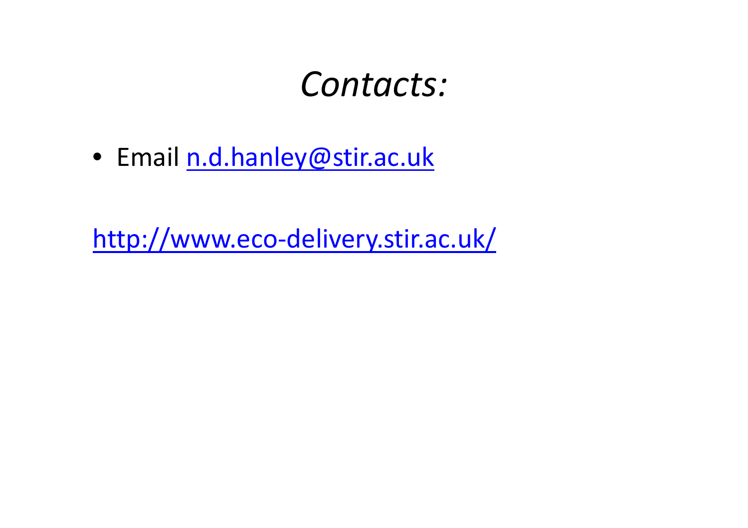# *Contacts:*

- Email n.d.hanley@stir.ac.uk

http://www.eco-delivery.stir.ac.uk/